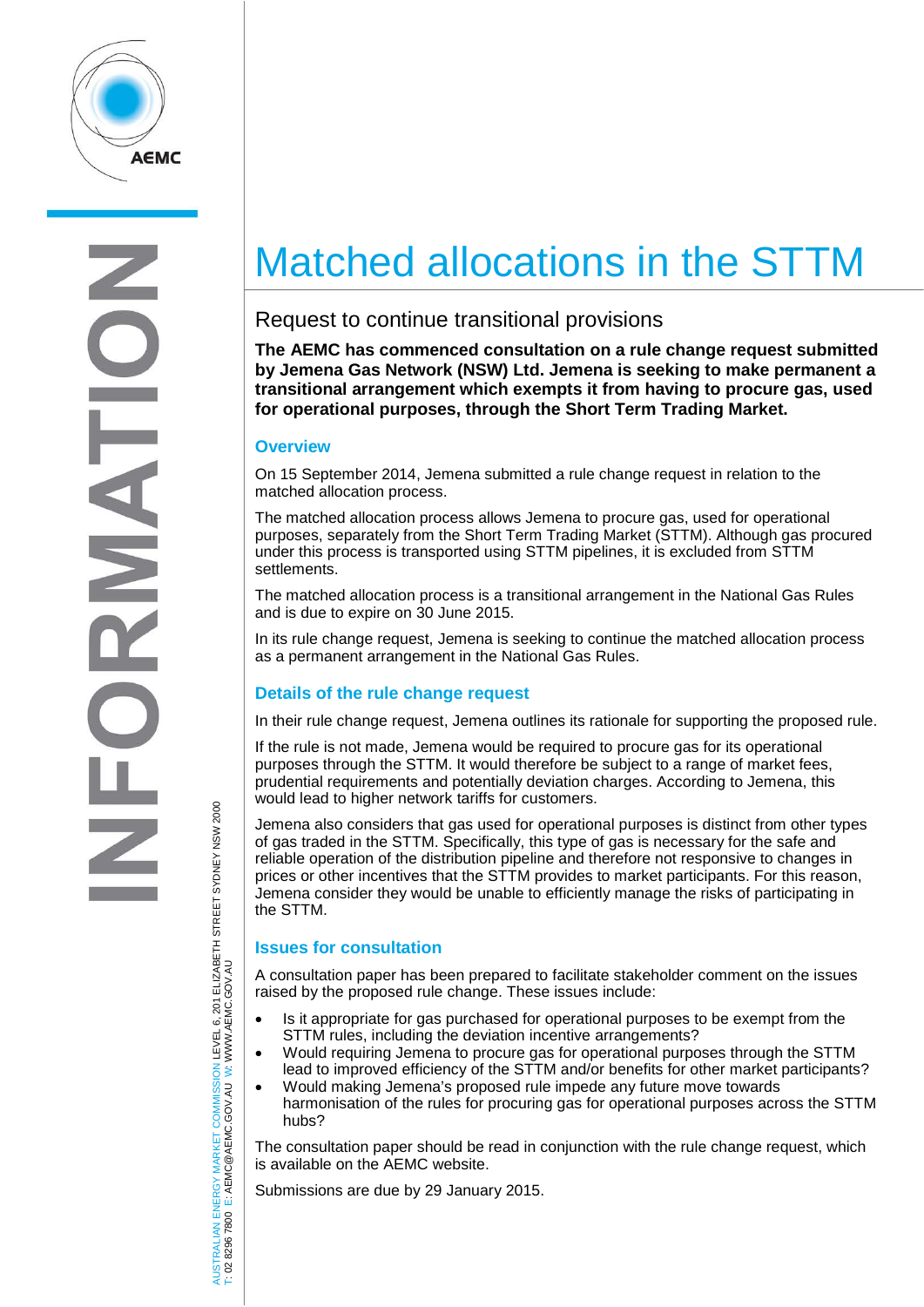# Matched allocations in the STTM

## Request to continue transitional provisions

**The AEMC has commenced consultation on a rule change request submitted by Jemena Gas Network (NSW) Ltd. Jemena is seeking to make permanent a transitional arrangement which exempts it from having to procure gas, used for operational purposes, through the Short Term Trading Market.**

### Overview

On 15 September 2014, Jemena submitted a rule change request in relation to the matched allocation process.

The matched allocation process allows Jemena to procure gas, used for operational purposes, separately from the Short Term Trading Market (STTM). Although gas procured under this process is transported using STTM pipelines, it is excluded from STTM settlements.

The matched allocation process is a transitional arrangement in the National Gas Rules and is due to expire on 30 June 2015.

In its rule change request, Jemena is seeking to continue the matched allocation process as a permanent arrangement in the National Gas Rules.

### Details of the rule change request

In their rule change request, Jemena outlines its rationale for supporting the proposed rule.

If the rule is not made, Jemena would be required to procure gas for its operational purposes through the STTM. It would therefore be subject to a range of market fees, prudential requirements and potentially deviation charges. According to Jemena, this would lead to higher network tariffs for customers.

Jemena also considers that gas used for operational purposes is distinct from other types of gas traded in the STTM. Specifically, this type of gas is necessary for the safe and reliable operation of the distribution pipeline and therefore not responsive to changes in prices or other incentives that the STTM provides to market participants. For this reason, Jemena consider they would be unable to efficiently manage the risks of participating in the STTM.

### Issues for consultation

A consultation paper has been prepared to facilitate stakeholder comment on the issues raised by the proposed rule change. These issues include:

- Is it appropriate for gas purchased for operational purposes to be exempt from the STTM rules, including the deviation incentive arrangements?
- Would requiring Jemena to procure gas for operational purposes through the STTM lead to improved efficiency of the STTM and/or benefits for other market participants?
- Would making Jemena's proposed rule impede any future move towards harmonisation of the rules for procuring gas for operational purposes across the STTM hubs?

The consultation paper should be read in conjunction with the rule change request, which is available on the AEMC website.

Submissions are due by 29 January 2015.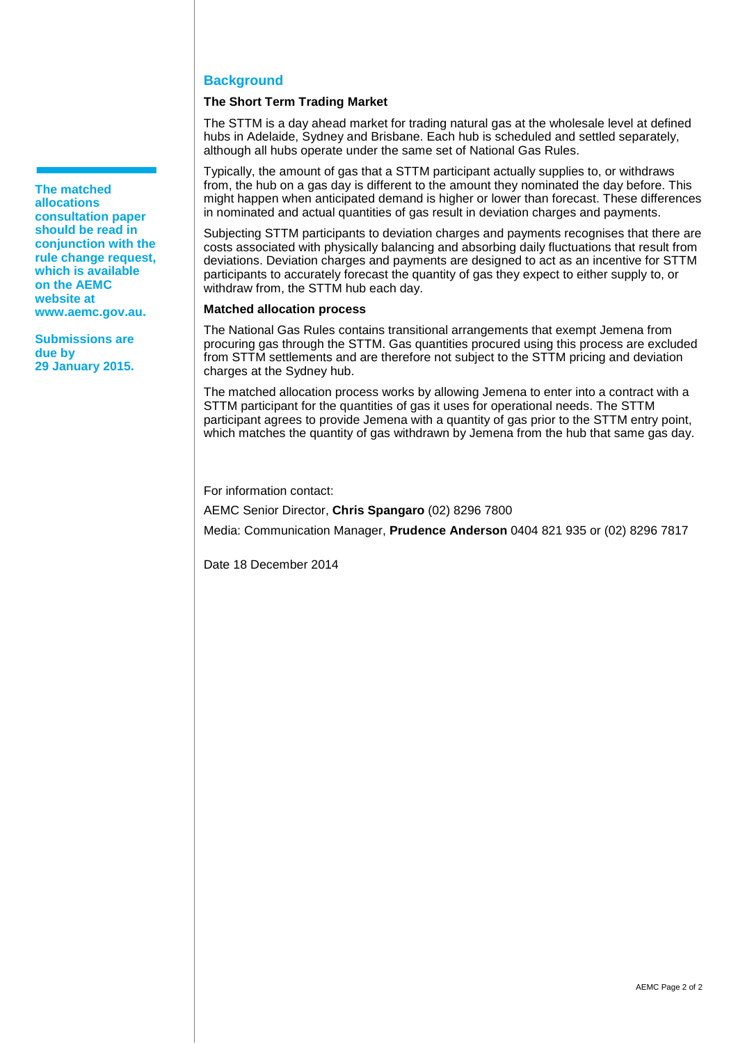**The matched allocations consultation paper should be read in conjunction with the rule change request, which is available on the AEMC website at www.aemc.gov.au.**

**Submissions are due by 29 January 2015.**

## Background

### The Short Term Trading Market

The STTM is a day ahead market for trading natural gas at the wholesale level at defined hubs in Adelaide, Sydney and Brisbane. Each hub is scheduled and settled separately, although all hubs operate under the same set of National Gas Rules.

Typically, the amount of gas that a STTM participant actually supplies to, or withdraws from, the hub on a gas day is different to the amount they nominated the day before. This might happen when anticipated demand is higher or lower than forecast. These differences in nominated and actual quantities of gas result in deviation charges and payments.

Subjecting STTM participants to deviation charges and payments recognises that there are costs associated with physically balancing and absorbing daily fluctuations that result from deviations. Deviation charges and payments are designed to act as an incentive for STTM participants to accurately forecast the quantity of gas they expect to either supply to, or withdraw from, the STTM hub each day.

### Matched allocation process

The National Gas Rules contains transitional arrangements that exempt Jemena from procuring gas through the STTM. Gas quantities procured using this process are excluded from STTM settlements and are therefore not subject to the STTM pricing and deviation charges at the Sydney hub.

The matched allocation process works by allowing Jemena to enter into a contract with a STTM participant for the quantities of gas it uses for operational needs. The STTM participant agrees to provide Jemena with a quantity of gas prior to the STTM entry point, which matches the quantity of gas withdrawn by Jemena from the hub that same gas day.

For information contact:

AEMC Senior Director, **Chris Spangaro** (02) 8296 7800

Media: Communication Manager, **Prudence Anderson** 0404 821 935 or (02) 8296 7817

Date 18 December 2014